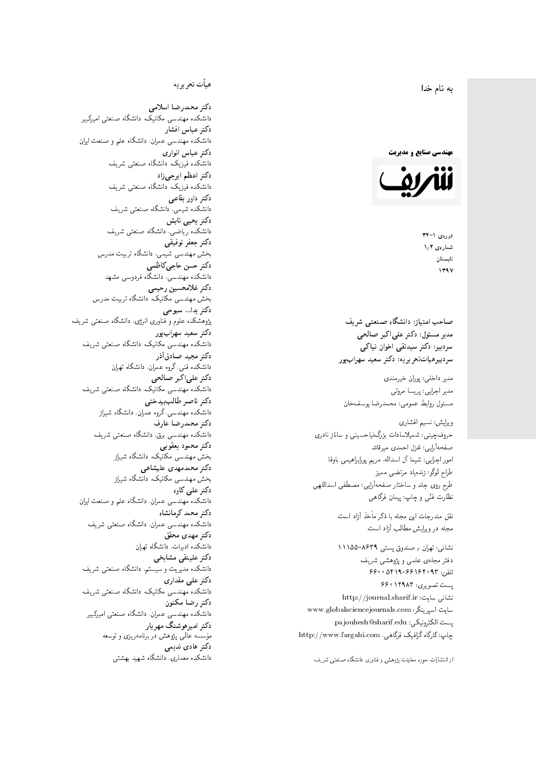به نام خدا

**مهندسی صنایع و مدیریت**

**شریف**

دوره‌ی ۱-۳۴
شماره‌ی ۱٫۲
تابستان
۱۳۹۷

**صاحب امتیاز: دانشگاه صنعتی شریف**
**مدیر مسئول: دکتر علی‌اکبر صالحی**
**سردبیر: دکتر سیدتقی اخوان نیاکی**
**سردبیرهیات‌تحریریه: دکتر سعید سهراب‌پور**

مدیر داخلی: پوران خیرمندی
مدیر اجرایی: پریسا مروتی
مسئول روابط عمومی: محمدرضا یوسف‌خان

ویرایش: نسیم افشاری
حروف‌چینی: شمیلاسادات بزرگ‌نیاحسینی و ساناز نادری
صفحه‌آرایی: غزل احمدی میرقائد
امور اجرایی: شیما آل اسداله، مریم پورابراهیمی باوفا
طراح لوگو: زنده‌یاد مرتضی ممیز
طرح روی جلد و ساختار صفحه‌آرایی: مصطفی اسداللهی
نظارت فنّی و چاپ: پیمان فرگاهی

نقل مندرجات این مجله با ذکر مأخذ آزاد است.
مجله در ویرایش مطالب آزاد است.

نشانی: تهران / صندوق پستی ۸۶۳۹-۱۱۱۵۵
دفتر مجله‌ی علمی و پژوهشی شریف
تلفن: ۹۳-۶۶۱۶۴۰۹۳-۵۴۱۹-۶۶۰۰۵۴۱۹
پست تصویری: ۶۶۰۱۲۹۸۳
نشانی سایت: http://journal.sharif.ir
سایت اسپرینگر: www.globalsciencejournals.com
پست الکترونیکی: pajouhesh@sharif.edu
چاپ: کارگاه گرافیک فرگاهی، http://www.fargahi.com

از انتشارات حوزه معاونت پژوهش و فناوری دانشگاه صنعتی شریف

## هیأت تحریریه

**دکتر محمدرضا اسلامی**
دانشکده مهندسی مکانیک، دانشگاه صنعتی امیرکبیر
**دکتر عباس افشار**
دانشکده مهندسی عمران، دانشگاه علم و صنعت ایران
**دکتر عباس انواری**
دانشکده فیزیک، دانشگاه صنعتی شریف
**دکتر اعظم ایرجی‌زاد**
دانشکده فیزیک، دانشگاه صنعتی شریف
**دکتر داور بقاعی**
دانشکده شیمی، دانشگاه صنعتی شریف
**دکتر یحیی تابش**
دانشکده ریاضی، دانشگاه صنعتی شریف
**دکتر جعفر توفیقی**
بخش مهندسی شیمی، دانشگاه تربیت مدرس
**دکتر حسن حاجی‌کاظمی**
دانشکده مهندسی، دانشگاه فردوسی مشهد
**دکتر غلامحسین رحیمی**
بخش مهندسی مکانیک، دانشگاه تربیت مدرس
**دکتر یدا... سبوحی**
پژوهشکده علوم و فناوری انرژی، دانشگاه صنعتی شریف
**دکتر سعید سهراب‌پور**
دانشکده مهندسی مکانیک، دانشگاه صنعتی شریف
**دکتر مجید صادق‌آذر**
دانشکده فنی، گروه عمران، دانشگاه تهران
**دکتر علی‌اکبر صالحی**
دانشکده مهندسی مکانیک، دانشگاه صنعتی شریف
**دکتر ناصر طالب‌بیدختی**
دانشکده مهندسی، گروه عمران، دانشگاه شیراز
**دکتر محمدرضا عارف**
دانشکده مهندسی برق، دانشگاه صنعتی شریف
**دکتر محمود یعقوبی**
بخش مهندسی مکانیک، دانشگاه شیراز
**دکتر محمدمهدی علیشاهی**
بخش مهندسی مکانیک، دانشگاه شیراز
**دکتر علی کاوه**
دانشکده مهندسی عمران، دانشگاه علم و صنعت ایران
**دکتر محمد کرمانشاه**
دانشکده مهندسی عمران، دانشگاه صنعتی شریف
**دکتر مهدی محقق**
دانشکده ادبیات، دانشگاه تهران
**دکتر علینقی مشایخی**
دانشکده مدیریت و سیستم، دانشگاه صنعتی شریف
**دکتر علی مقداری**
دانشکده مهندسی مکانیک، دانشگاه صنعتی شریف
**دکتر رضا مکنون**
دانشکده مهندسی عمران، دانشگاه صنعتی امیرکبیر
**دکتر امیرهوشنگ مهریار**
مؤسسه عالی پژوهش در برنامه‌ریزی و توسعه
**دکتر هادی ندیمی**
دانشکده معماری، دانشگاه شهید بهشتی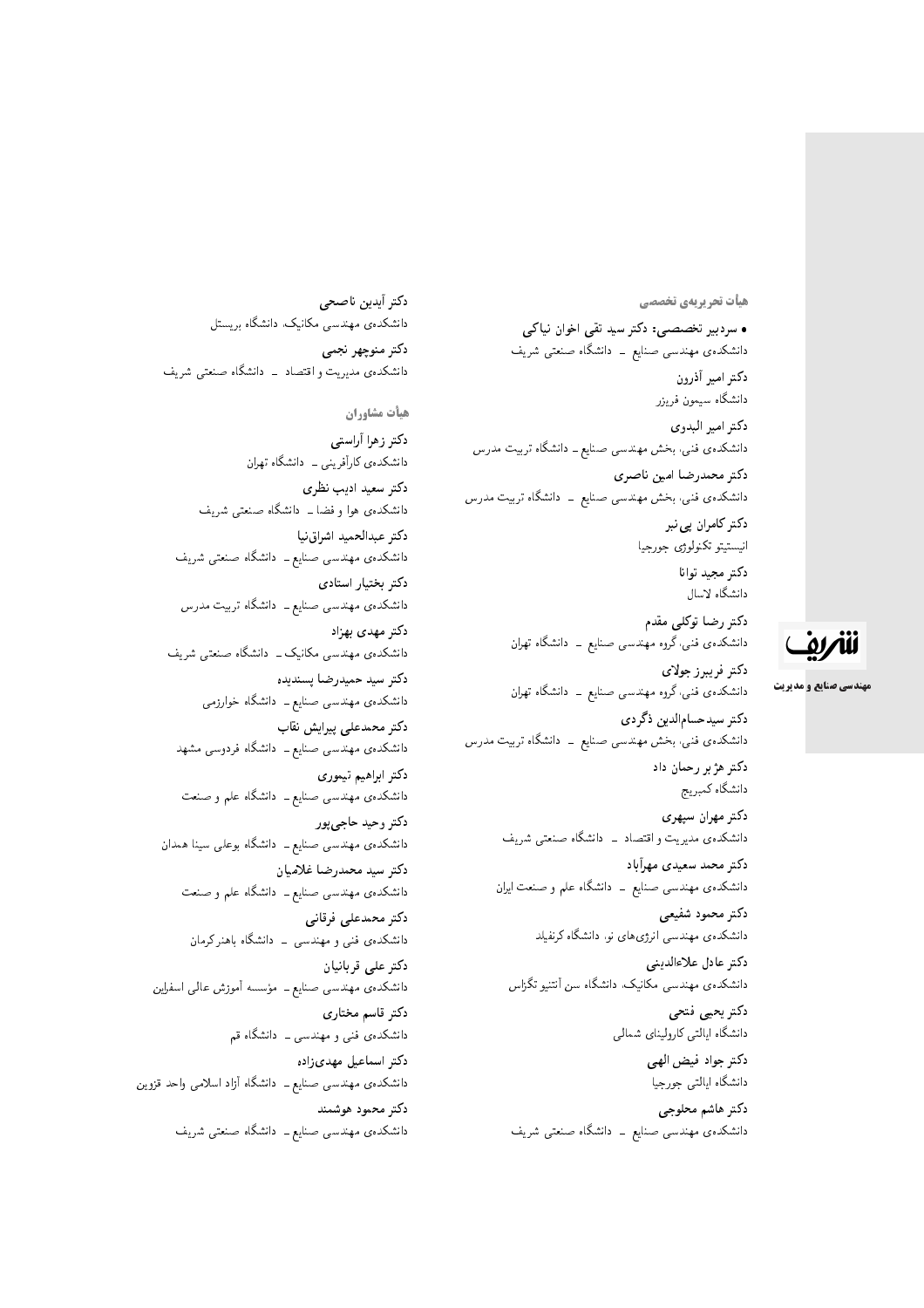## هیأت تحریریه‌ی تخصصی

• **سردبیر تخصصی: دکتر سید تقی اخوان نیاکی**
دانشکده‌ی مهندسی صنایع - دانشگاه صنعتی شریف

**دکتر امیر آذرون**
دانشگاه سیمون فریزر

**دکتر امیر البدوی**
دانشکده‌ی فنی، بخش مهندسی صنایع - دانشگاه تربیت مدرس

**دکتر محمدرضا امین ناصری**
دانشکده‌ی فنی، بخش مهندسی صنایع - دانشگاه تربیت مدرس

**دکتر کامران پی‌نبر**
انیستیتو تکنولوژی جورجیا

**دکتر مجید توانا**
دانشگاه لاسال

**دکتر رضا توکلی مقدم**
دانشکده‌ی فنی، گروه مهندسی صنایع - دانشگاه تهران

**دکتر فریبرز جولای**
دانشکده‌ی فنی، گروه مهندسی صنایع - دانشگاه تهران

**دکتر سیدحسام‌الدین ذگردی**
دانشکده‌ی فنی، بخش مهندسی صنایع - دانشگاه تربیت مدرس

**دکتر هژ بر رحمان داد**
دانشگاه کمبریج

**دکتر مهران سپهری**
دانشکده‌ی مدیریت و اقتصاد - دانشگاه صنعتی شریف

**دکتر محمد سعیدی مهرآباد**
دانشکده‌ی مهندسی صنایع - دانشگاه علم و صنعت ایران

**دکتر محمود شفیعی**
دانشکده‌ی مهندسی انرژی‌های نو، دانشگاه کرنفیلد

**دکتر عادل علاءالدینی**
دانشکده‌ی مهندسی مکانیک، دانشگاه سن آنتنیو تگزاس

**دکتر یحیی فتحی**
دانشگاه ایالتی کارولینای شمالی

**دکتر جواد فیض الهی**
دانشگاه ایالتی جورجیا

**دکتر هاشم محلوجی**
دانشکده‌ی مهندسی صنایع - دانشگاه صنعتی شریف

**دکتر آیدین ناصحی**
دانشکده‌ی مهندسی مکانیک، دانشگاه بریستل

**دکتر منوچهر نجمی**
دانشکده‌ی مدیریت و اقتصاد - دانشگاه صنعتی شریف

## هیأت مشاوران

**دکتر زهرا آراستی**
دانشکده‌ی کارآفرینی - دانشگاه تهران

**دکتر سعید ادیب نظری**
دانشکده‌ی هوا و فضا - دانشگاه صنعتی شریف

**دکتر عبدالحمید اشراق‌نیا**
دانشکده‌ی مهندسی صنایع - دانشگاه صنعتی شریف

**دکتر بختیار استادی**
دانشکده‌ی مهندسی صنایع - دانشگاه تربیت مدرس

**دکتر مهدی بهزاد**
دانشکده‌ی مهندسی مکانیک - دانشگاه صنعتی شریف

**دکتر سید حمیدرضا پسندیده**
دانشکده‌ی مهندسی صنایع - دانشگاه خوارزمی

**دکتر محمدعلی پیرایش نقاب**
دانشکده‌ی مهندسی صنایع - دانشگاه فردوسی مشهد

**دکتر ابراهیم تیموری**
دانشکده‌ی مهندسی صنایع - دانشگاه علم و صنعت

**دکتر وحید حاجی‌پور**
دانشکده‌ی مهندسی صنایع - دانشگاه بوعلی سینا همدان

**دکتر سید محمدرضا غلامیان**
دانشکده‌ی مهندسی صنایع - دانشگاه علم و صنعت

**دکتر محمدعلی فرقانی**
دانشکده‌ی فنی و مهندسی - دانشگاه باهنر کرمان

**دکتر علی قربانیان**
دانشکده‌ی مهندسی صنایع - مؤسسه آموزش عالی اسفراین

**دکتر قاسم مختاری**
دانشکده‌ی فنی و مهندسی - دانشگاه قم

**دکتر اسماعیل مهدی‌زاده**
دانشکده‌ی مهندسی صنایع - دانشگاه آزاد اسلامی واحد قزوین

**دکتر محمود هوشمند**
دانشکده‌ی مهندسی صنایع - دانشگاه صنعتی شریف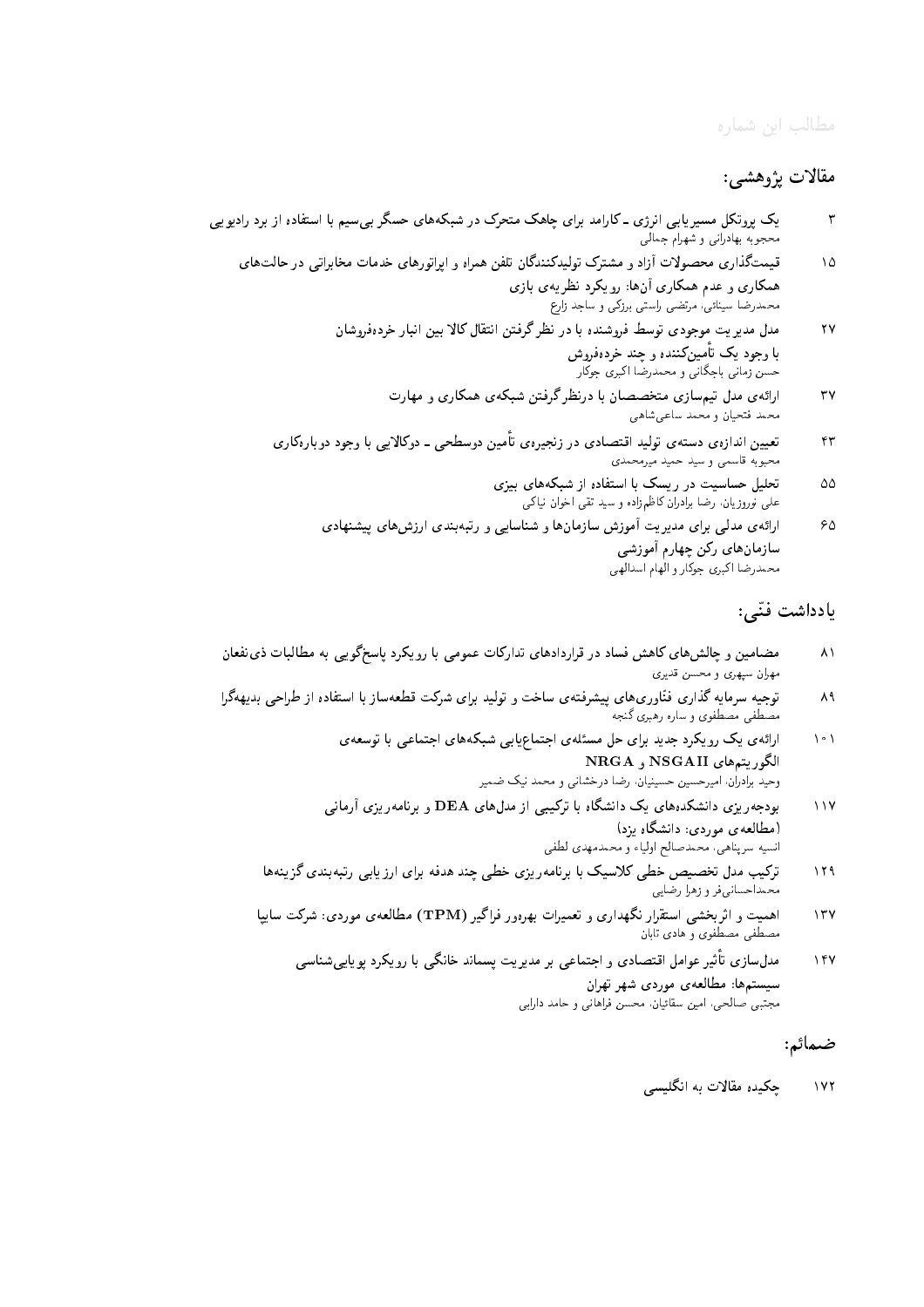## مطالب این شماره

## مقالات پژوهشی:

۳ **یک پروتکل مسیریابی انرژی ـ کارامد برای چاهک متحرک در شبکه‌های حسگر بی‌سیم با استفاده از برد رادیویی**
محجوبه بهادرانی و شهرام جمالی

۱۵ **قیمت‌گذاری محصولات آزاد و مشترک تولیدکنندگان تلفن همراه و اپراتورهای خدمات مخابراتی در حالت‌های همکاری و عدم همکاری آن‌ها: رویکرد نظریه‌ی بازی**
محمدرضا سینائی، مرتضی راستی برزکی و ساجد زارع

۲۷ **مدل مدیریت موجودی توسط فروشنده با در نظر گرفتن انتقال کالا بین انبار خرده‌فروشان با وجود یک تأمین‌کننده و چند خرده‌فروش**
حسن زمانی باجگانی و محمدرضا اکبری جوکار

۳۷ **ارائه‌ی مدل تیم‌سازی متخصصان با درنظرگرفتن شبکه‌ی همکاری و مهارت**
محمد فتحیان و محمد ساعی‌شاهی

۴۳ **تعیین اندازه‌ی دسته‌ی تولید اقتصادی در زنجیره‌ی تأمین دوسطحی ـ دوکالایی با وجود دوباره‌کاری**
محبوبه قاسمی و سید حمید میرمحمدی

۵۵ **تحلیل حساسیت در ریسک با استفاده از شبکه‌های بیزی**
علی نوروزیان، رضا برادران کاظم‌زاده و سید تقی اخوان نیاکی

۶۵ **ارائه‌ی مدلی برای مدیریت آموزش سازمان‌ها و شناسایی و رتبه‌بندی ارزش‌های پیشنهادی سازمان‌های رکن چهارم آموزشی**
محمدرضا اکبری جوکار و الهام اسدالهی

## یادداشت فنّی:

۸۱ **مضامین و چالش‌های کاهش فساد در قراردادهای تدارکات عمومی با رویکرد پاسخ‌گویی به مطالبات ذی‌نفعان**
مهران سپهری و محسن قدیری

۸۹ **توجیه سرمایه گذاری فنّاوری‌های پیشرفته‌ی ساخت و تولید برای شرکت قطعه‌ساز با استفاده از طراحی بدیهه‌گرا**
مصطفی مصطفوی و ساره رهبری گنجه

۱۰۱ **ارائه‌ی یک رویکرد جدید برای حل مسئله‌ی اجتماع‌یابی شبکه‌های اجتماعی با توسعه‌ی الگوریتم‌های NSGAII و NRGA**
وحید برادران، امیرحسین حسینیان، رضا درخشانی و محمد نیک ضمیر

۱۱۷ **بودجه‌ریزی دانشکده‌های یک دانشگاه با ترکیبی از مدل‌های DEA و برنامه‌ریزی آرمانی (مطالعه‌ی موردی: دانشگاه یزد)**
انسیه سرپناهی، محمدصالح اولیاء و محمدمهدی لطفی

۱۲۹ **ترکیب مدل تخصیص خطی کلاسیک با برنامه‌ریزی خطی چند هدفه برای ارزیابی رتبه‌بندی گزینه‌ها**
محمداحسانی‌فر و زهرا رضایی

۱۳۷ **اهمیت و اثربخشی استقرار نگهداری و تعمیرات بهره‌ور فراگیر (TPM) مطالعه‌ی موردی: شرکت سایپا**
مصطفی مصطفوی و هادی تابان

۱۴۷ **مدل‌سازی تأثیر عوامل اقتصادی و اجتماعی بر مدیریت پسماند خانگی با رویکرد پویایی‌شناسی سیستم‌ها: مطالعه‌ی موردی شهر تهران**
مجتبی صالحی، امین سقائیان، محسن فراهانی و حامد دارابی

## ضمائم:

۱۷۲ چکیده مقالات به انگلیسی